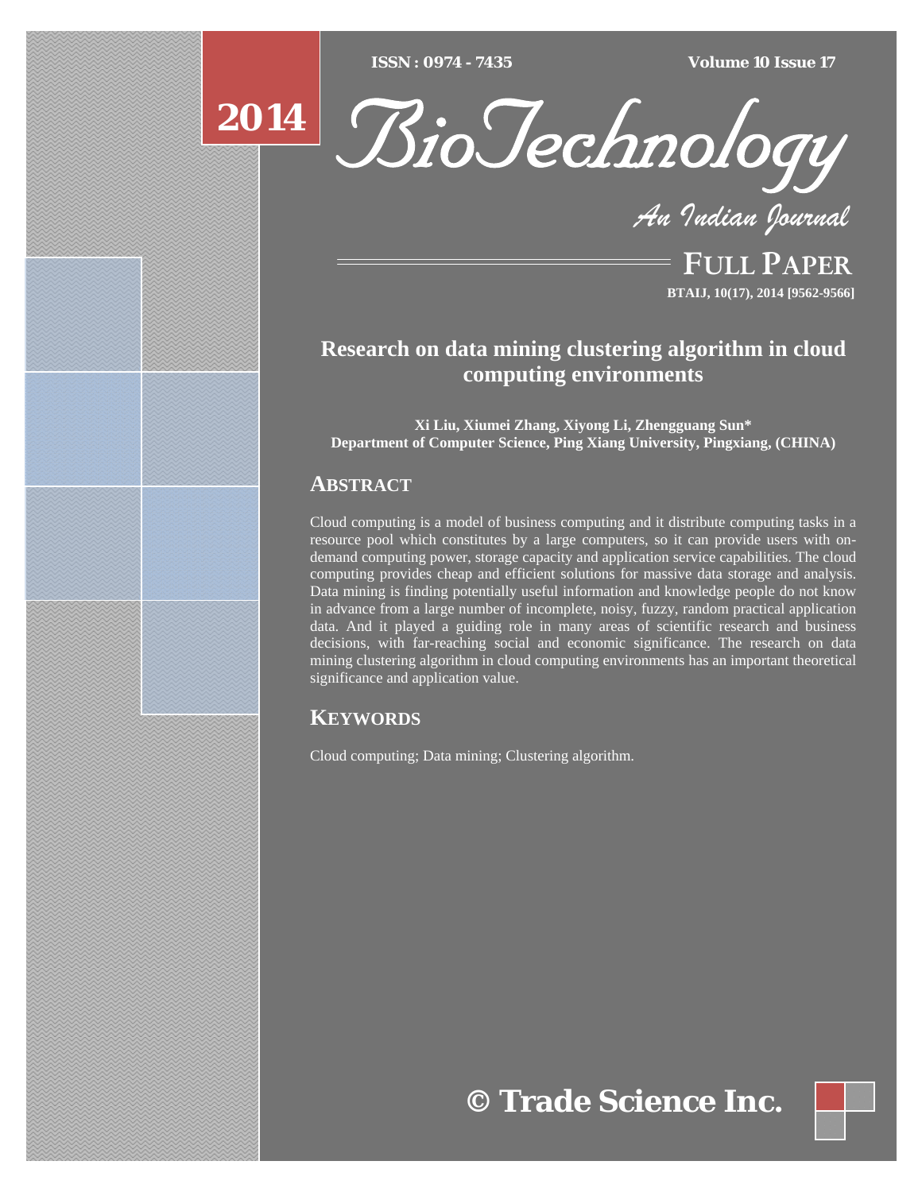# Research on data mining clustering algorithm in cloud computing environments

**Xi Liu, Xiumei Zhang, Xiyong Li, Zhengguang Sun***
**Department of Computer Science, Ping Xiang University, Pingxiang, (CHINA)**

## ABSTRACT

Cloud computing is a model of business computing and it distribute computing tasks in a resource pool which constitutes by a large computers, so it can provide users with on-demand computing power, storage capacity and application service capabilities. The cloud computing provides cheap and efficient solutions for massive data storage and analysis. Data mining is finding potentially useful information and knowledge people do not know in advance from a large number of incomplete, noisy, fuzzy, random practical application data. And it played a guiding role in many areas of scientific research and business decisions, with far-reaching social and economic significance. The research on data mining clustering algorithm in cloud computing environments has an important theoretical significance and application value.

## KEYWORDS

Cloud computing; Data mining; Clustering algorithm.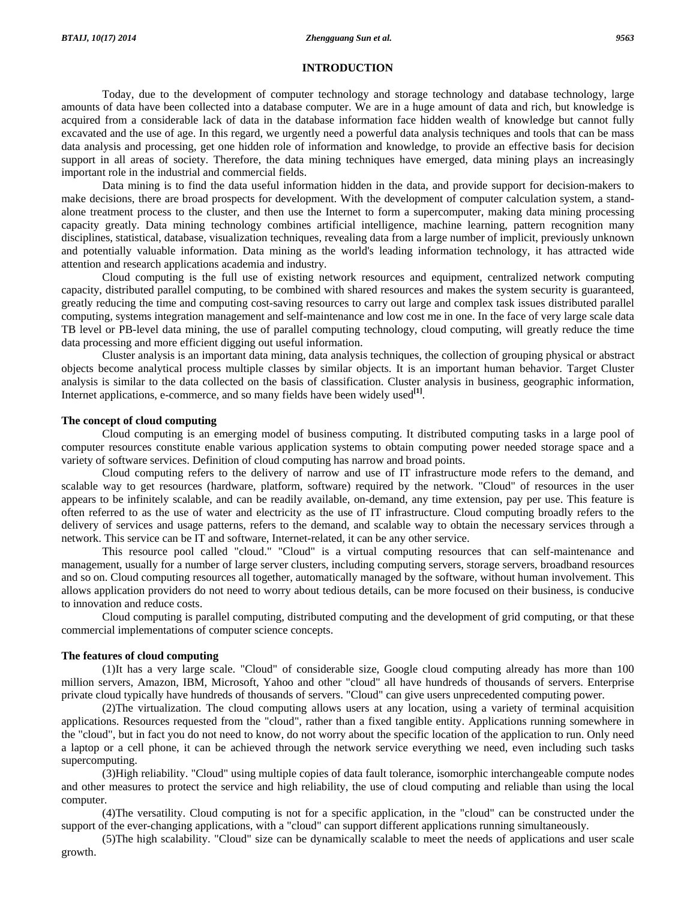## INTRODUCTION

Today, due to the development of computer technology and storage technology and database technology, large amounts of data have been collected into a database computer. We are in a huge amount of data and rich, but knowledge is acquired from a considerable lack of data in the database information face hidden wealth of knowledge but cannot fully excavated and the use of age. In this regard, we urgently need a powerful data analysis techniques and tools that can be mass data analysis and processing, get one hidden role of information and knowledge, to provide an effective basis for decision support in all areas of society. Therefore, the data mining techniques have emerged, data mining plays an increasingly important role in the industrial and commercial fields.

Data mining is to find the data useful information hidden in the data, and provide support for decision-makers to make decisions, there are broad prospects for development. With the development of computer calculation system, a stand-alone treatment process to the cluster, and then use the Internet to form a supercomputer, making data mining processing capacity greatly. Data mining technology combines artificial intelligence, machine learning, pattern recognition many disciplines, statistical, database, visualization techniques, revealing data from a large number of implicit, previously unknown and potentially valuable information. Data mining as the world's leading information technology, it has attracted wide attention and research applications academia and industry.

Cloud computing is the full use of existing network resources and equipment, centralized network computing capacity, distributed parallel computing, to be combined with shared resources and makes the system security is guaranteed, greatly reducing the time and computing cost-saving resources to carry out large and complex task issues distributed parallel computing, systems integration management and self-maintenance and low cost me in one. In the face of very large scale data TB level or PB-level data mining, the use of parallel computing technology, cloud computing, will greatly reduce the time data processing and more efficient digging out useful information.

Cluster analysis is an important data mining, data analysis techniques, the collection of grouping physical or abstract objects become analytical process multiple classes by similar objects. It is an important human behavior. Target Cluster analysis is similar to the data collected on the basis of classification. Cluster analysis in business, geographic information, Internet applications, e-commerce, and so many fields have been widely used[1].

### The concept of cloud computing

Cloud computing is an emerging model of business computing. It distributed computing tasks in a large pool of computer resources constitute enable various application systems to obtain computing power needed storage space and a variety of software services. Definition of cloud computing has narrow and broad points.

Cloud computing refers to the delivery of narrow and use of IT infrastructure mode refers to the demand, and scalable way to get resources (hardware, platform, software) required by the network. "Cloud" of resources in the user appears to be infinitely scalable, and can be readily available, on-demand, any time extension, pay per use. This feature is often referred to as the use of water and electricity as the use of IT infrastructure. Cloud computing broadly refers to the delivery of services and usage patterns, refers to the demand, and scalable way to obtain the necessary services through a network. This service can be IT and software, Internet-related, it can be any other service.

This resource pool called "cloud." "Cloud" is a virtual computing resources that can self-maintenance and management, usually for a number of large server clusters, including computing servers, storage servers, broadband resources and so on. Cloud computing resources all together, automatically managed by the software, without human involvement. This allows application providers do not need to worry about tedious details, can be more focused on their business, is conducive to innovation and reduce costs.

Cloud computing is parallel computing, distributed computing and the development of grid computing, or that these commercial implementations of computer science concepts.

### The features of cloud computing

(1)It has a very large scale. "Cloud" of considerable size, Google cloud computing already has more than 100 million servers, Amazon, IBM, Microsoft, Yahoo and other "cloud" all have hundreds of thousands of servers. Enterprise private cloud typically have hundreds of thousands of servers. "Cloud" can give users unprecedented computing power.

(2)The virtualization. The cloud computing allows users at any location, using a variety of terminal acquisition applications. Resources requested from the "cloud", rather than a fixed tangible entity. Applications running somewhere in the "cloud", but in fact you do not need to know, do not worry about the specific location of the application to run. Only need a laptop or a cell phone, it can be achieved through the network service everything we need, even including such tasks supercomputing.

(3)High reliability. "Cloud" using multiple copies of data fault tolerance, isomorphic interchangeable compute nodes and other measures to protect the service and high reliability, the use of cloud computing and reliable than using the local computer.

(4)The versatility. Cloud computing is not for a specific application, in the "cloud" can be constructed under the support of the ever-changing applications, with a "cloud" can support different applications running simultaneously.

(5)The high scalability. "Cloud" size can be dynamically scalable to meet the needs of applications and user scale growth.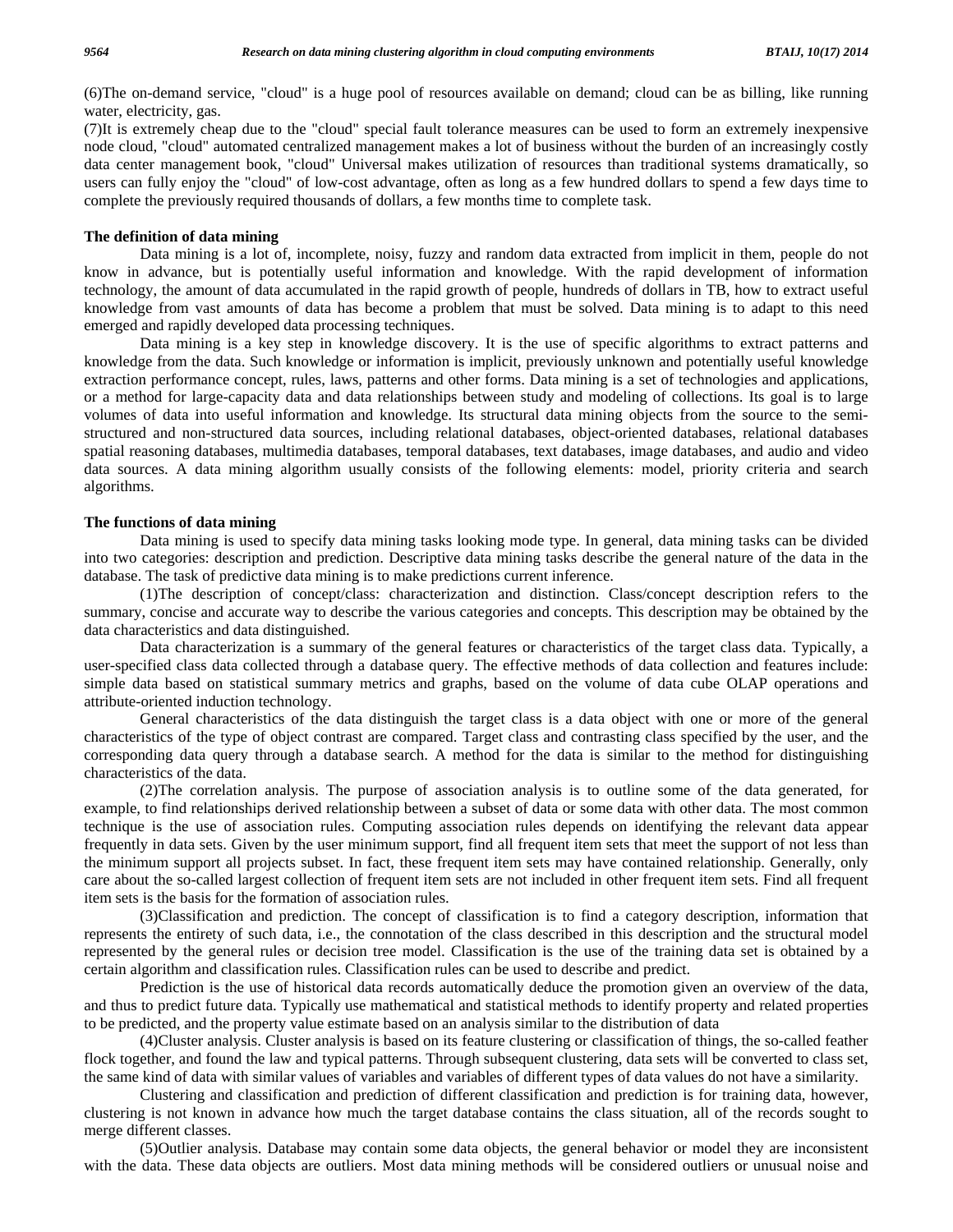(6)The on-demand service, "cloud" is a huge pool of resources available on demand; cloud can be as billing, like running water, electricity, gas.

(7)It is extremely cheap due to the "cloud" special fault tolerance measures can be used to form an extremely inexpensive node cloud, "cloud" automated centralized management makes a lot of business without the burden of an increasingly costly data center management book, "cloud" Universal makes utilization of resources than traditional systems dramatically, so users can fully enjoy the "cloud" of low-cost advantage, often as long as a few hundred dollars to spend a few days time to complete the previously required thousands of dollars, a few months time to complete task.

**The definition of data mining**

Data mining is a lot of, incomplete, noisy, fuzzy and random data extracted from implicit in them, people do not know in advance, but is potentially useful information and knowledge. With the rapid development of information technology, the amount of data accumulated in the rapid growth of people, hundreds of dollars in TB, how to extract useful knowledge from vast amounts of data has become a problem that must be solved. Data mining is to adapt to this need emerged and rapidly developed data processing techniques.

Data mining is a key step in knowledge discovery. It is the use of specific algorithms to extract patterns and knowledge from the data. Such knowledge or information is implicit, previously unknown and potentially useful knowledge extraction performance concept, rules, laws, patterns and other forms. Data mining is a set of technologies and applications, or a method for large-capacity data and data relationships between study and modeling of collections. Its goal is to large volumes of data into useful information and knowledge. Its structural data mining objects from the source to the semi-structured and non-structured data sources, including relational databases, object-oriented databases, relational databases spatial reasoning databases, multimedia databases, temporal databases, text databases, image databases, and audio and video data sources. A data mining algorithm usually consists of the following elements: model, priority criteria and search algorithms.

**The functions of data mining**

Data mining is used to specify data mining tasks looking mode type. In general, data mining tasks can be divided into two categories: description and prediction. Descriptive data mining tasks describe the general nature of the data in the database. The task of predictive data mining is to make predictions current inference.

(1)The description of concept/class: characterization and distinction. Class/concept description refers to the summary, concise and accurate way to describe the various categories and concepts. This description may be obtained by the data characteristics and data distinguished.

Data characterization is a summary of the general features or characteristics of the target class data. Typically, a user-specified class data collected through a database query. The effective methods of data collection and features include: simple data based on statistical summary metrics and graphs, based on the volume of data cube OLAP operations and attribute-oriented induction technology.

General characteristics of the data distinguish the target class is a data object with one or more of the general characteristics of the type of object contrast are compared. Target class and contrasting class specified by the user, and the corresponding data query through a database search. A method for the data is similar to the method for distinguishing characteristics of the data.

(2)The correlation analysis. The purpose of association analysis is to outline some of the data generated, for example, to find relationships derived relationship between a subset of data or some data with other data. The most common technique is the use of association rules. Computing association rules depends on identifying the relevant data appear frequently in data sets. Given by the user minimum support, find all frequent item sets that meet the support of not less than the minimum support all projects subset. In fact, these frequent item sets may have contained relationship. Generally, only care about the so-called largest collection of frequent item sets are not included in other frequent item sets. Find all frequent item sets is the basis for the formation of association rules.

(3)Classification and prediction. The concept of classification is to find a category description, information that represents the entirety of such data, i.e., the connotation of the class described in this description and the structural model represented by the general rules or decision tree model. Classification is the use of the training data set is obtained by a certain algorithm and classification rules. Classification rules can be used to describe and predict.

Prediction is the use of historical data records automatically deduce the promotion given an overview of the data, and thus to predict future data. Typically use mathematical and statistical methods to identify property and related properties to be predicted, and the property value estimate based on an analysis similar to the distribution of data

(4)Cluster analysis. Cluster analysis is based on its feature clustering or classification of things, the so-called feather flock together, and found the law and typical patterns. Through subsequent clustering, data sets will be converted to class set, the same kind of data with similar values of variables and variables of different types of data values do not have a similarity.

Clustering and classification and prediction of different classification and prediction is for training data, however, clustering is not known in advance how much the target database contains the class situation, all of the records sought to merge different classes.

(5)Outlier analysis. Database may contain some data objects, the general behavior or model they are inconsistent with the data. These data objects are outliers. Most data mining methods will be considered outliers or unusual noise and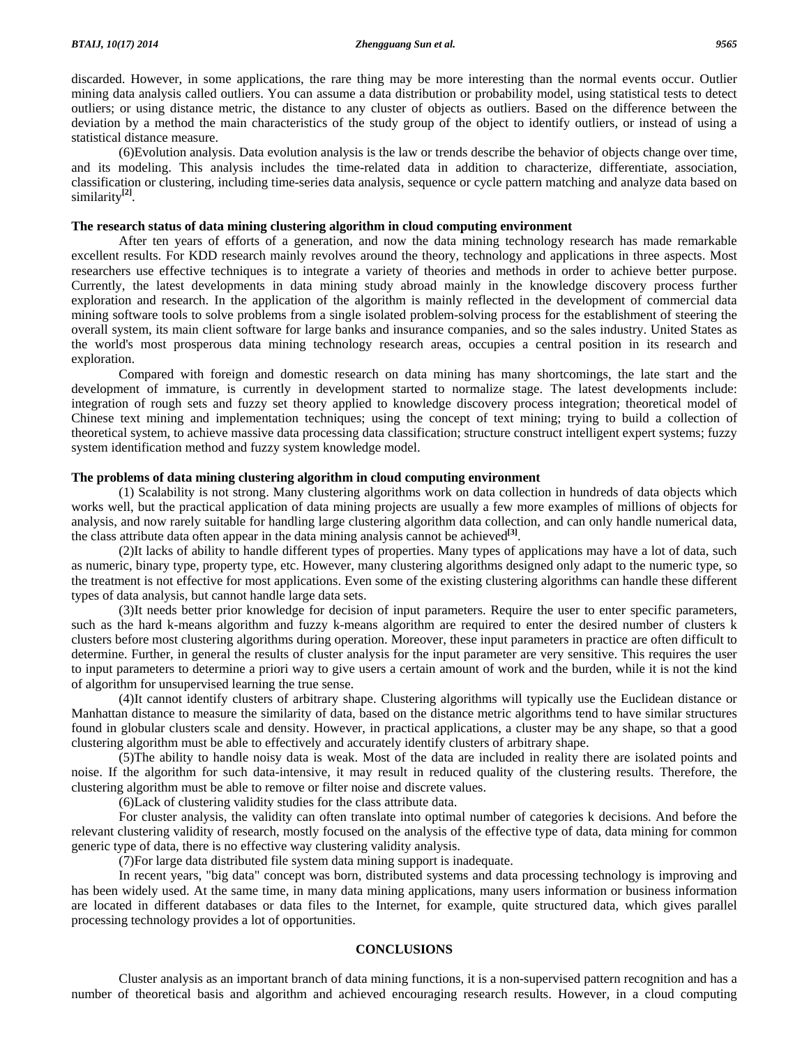discarded. However, in some applications, the rare thing may be more interesting than the normal events occur. Outlier mining data analysis called outliers. You can assume a data distribution or probability model, using statistical tests to detect outliers; or using distance metric, the distance to any cluster of objects as outliers. Based on the difference between the deviation by a method the main characteristics of the study group of the object to identify outliers, or instead of using a statistical distance measure.

(6)Evolution analysis. Data evolution analysis is the law or trends describe the behavior of objects change over time, and its modeling. This analysis includes the time-related data in addition to characterize, differentiate, association, classification or clustering, including time-series data analysis, sequence or cycle pattern matching and analyze data based on similarity[2].

**The research status of data mining clustering algorithm in cloud computing environment**

After ten years of efforts of a generation, and now the data mining technology research has made remarkable excellent results. For KDD research mainly revolves around the theory, technology and applications in three aspects. Most researchers use effective techniques is to integrate a variety of theories and methods in order to achieve better purpose. Currently, the latest developments in data mining study abroad mainly in the knowledge discovery process further exploration and research. In the application of the algorithm is mainly reflected in the development of commercial data mining software tools to solve problems from a single isolated problem-solving process for the establishment of steering the overall system, its main client software for large banks and insurance companies, and so the sales industry. United States as the world's most prosperous data mining technology research areas, occupies a central position in its research and exploration.

Compared with foreign and domestic research on data mining has many shortcomings, the late start and the development of immature, is currently in development started to normalize stage. The latest developments include: integration of rough sets and fuzzy set theory applied to knowledge discovery process integration; theoretical model of Chinese text mining and implementation techniques; using the concept of text mining; trying to build a collection of theoretical system, to achieve massive data processing data classification; structure construct intelligent expert systems; fuzzy system identification method and fuzzy system knowledge model.

**The problems of data mining clustering algorithm in cloud computing environment**

(1) Scalability is not strong. Many clustering algorithms work on data collection in hundreds of data objects which works well, but the practical application of data mining projects are usually a few more examples of millions of objects for analysis, and now rarely suitable for handling large clustering algorithm data collection, and can only handle numerical data, the class attribute data often appear in the data mining analysis cannot be achieved[3].

(2)It lacks of ability to handle different types of properties. Many types of applications may have a lot of data, such as numeric, binary type, property type, etc. However, many clustering algorithms designed only adapt to the numeric type, so the treatment is not effective for most applications. Even some of the existing clustering algorithms can handle these different types of data analysis, but cannot handle large data sets.

(3)It needs better prior knowledge for decision of input parameters. Require the user to enter specific parameters, such as the hard k-means algorithm and fuzzy k-means algorithm are required to enter the desired number of clusters k clusters before most clustering algorithms during operation. Moreover, these input parameters in practice are often difficult to determine. Further, in general the results of cluster analysis for the input parameter are very sensitive. This requires the user to input parameters to determine a priori way to give users a certain amount of work and the burden, while it is not the kind of algorithm for unsupervised learning the true sense.

(4)It cannot identify clusters of arbitrary shape. Clustering algorithms will typically use the Euclidean distance or Manhattan distance to measure the similarity of data, based on the distance metric algorithms tend to have similar structures found in globular clusters scale and density. However, in practical applications, a cluster may be any shape, so that a good clustering algorithm must be able to effectively and accurately identify clusters of arbitrary shape.

(5)The ability to handle noisy data is weak. Most of the data are included in reality there are isolated points and noise. If the algorithm for such data-intensive, it may result in reduced quality of the clustering results. Therefore, the clustering algorithm must be able to remove or filter noise and discrete values.

(6)Lack of clustering validity studies for the class attribute data.

For cluster analysis, the validity can often translate into optimal number of categories k decisions. And before the relevant clustering validity of research, mostly focused on the analysis of the effective type of data, data mining for common generic type of data, there is no effective way clustering validity analysis.

(7)For large data distributed file system data mining support is inadequate.

In recent years, "big data" concept was born, distributed systems and data processing technology is improving and has been widely used. At the same time, in many data mining applications, many users information or business information are located in different databases or data files to the Internet, for example, quite structured data, which gives parallel processing technology provides a lot of opportunities.

## CONCLUSIONS

Cluster analysis as an important branch of data mining functions, it is a non-supervised pattern recognition and has a number of theoretical basis and algorithm and achieved encouraging research results. However, in a cloud computing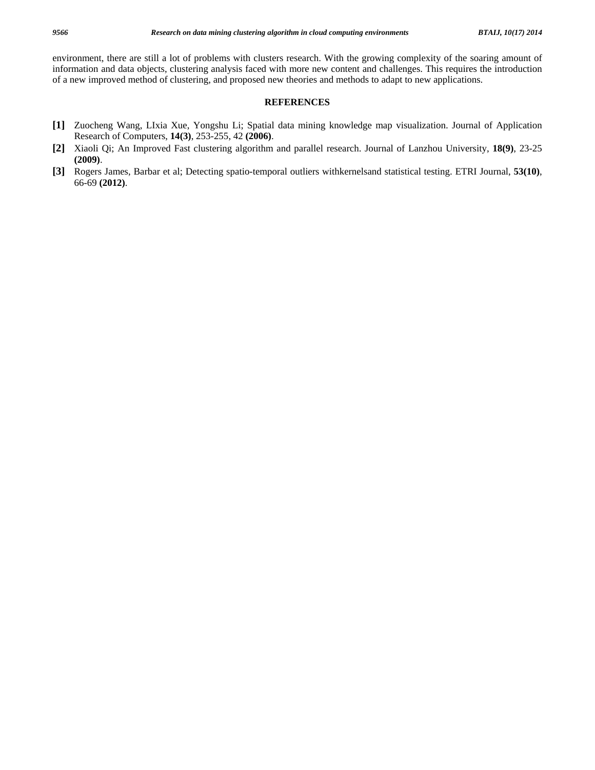environment, there are still a lot of problems with clusters research. With the growing complexity of the soaring amount of information and data objects, clustering analysis faced with more new content and challenges. This requires the introduction of a new improved method of clustering, and proposed new theories and methods to adapt to new applications.

## REFERENCES

**[1]** Zuocheng Wang, LIxia Xue, Yongshu Li; Spatial data mining knowledge map visualization. Journal of Application Research of Computers, **14(3)**, 253-255, 42 **(2006)**.

**[2]** Xiaoli Qi; An Improved Fast clustering algorithm and parallel research. Journal of Lanzhou University, **18(9)**, 23-25 **(2009)**.

**[3]** Rogers James, Barbar et al; Detecting spatio-temporal outliers withkernelsand statistical testing. ETRI Journal, **53(10)**, 66-69 **(2012)**.